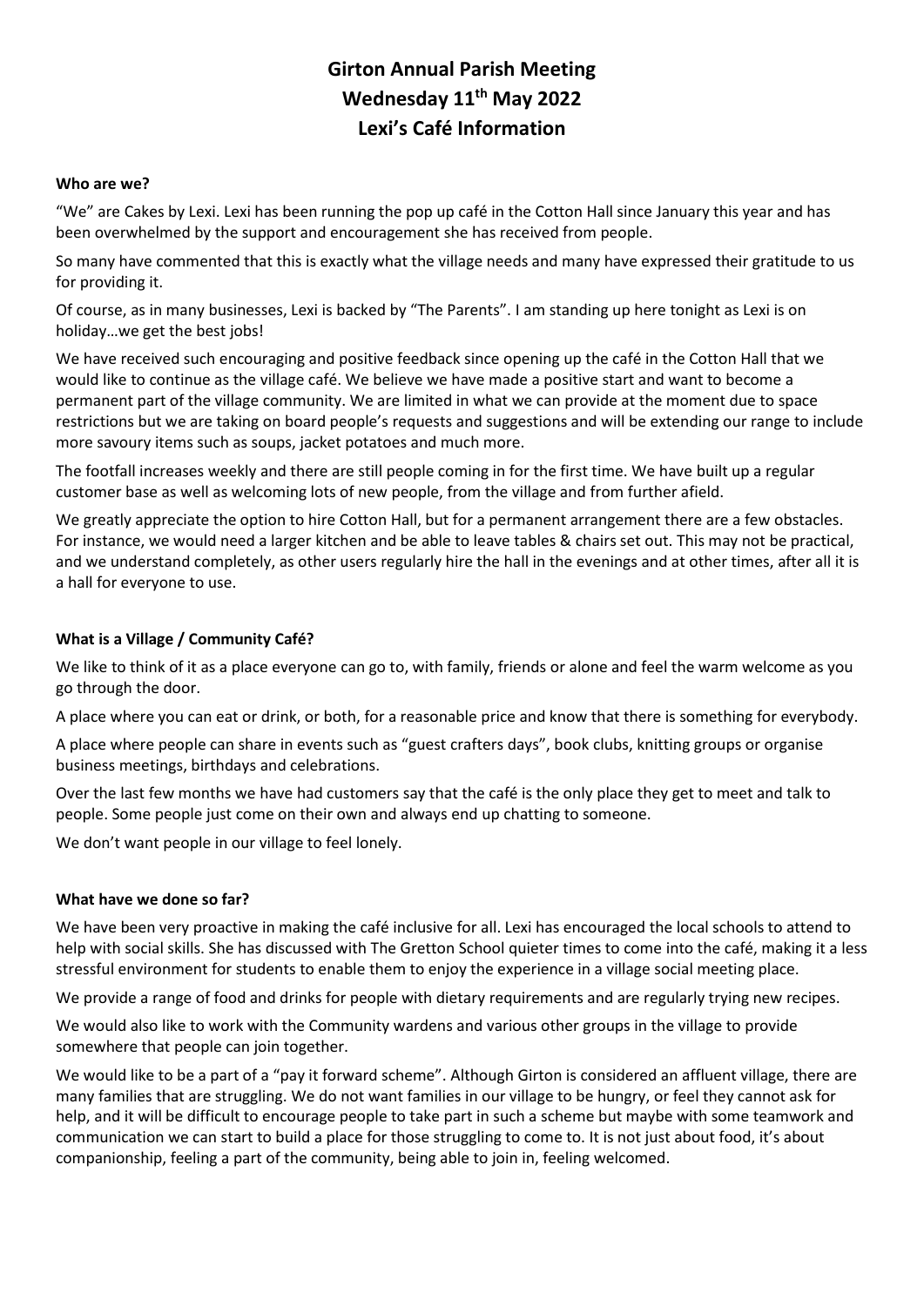# Girton Annual Parish Meeting
# Wednesday 11th May 2022
# Lexi's Café Information

**Who are we?**

"We" are Cakes by Lexi. Lexi has been running the pop up café in the Cotton Hall since January this year and has been overwhelmed by the support and encouragement she has received from people.

So many have commented that this is exactly what the village needs and many have expressed their gratitude to us for providing it.

Of course, as in many businesses, Lexi is backed by "The Parents". I am standing up here tonight as Lexi is on holiday…we get the best jobs!

We have received such encouraging and positive feedback since opening up the café in the Cotton Hall that we would like to continue as the village café. We believe we have made a positive start and want to become a permanent part of the village community. We are limited in what we can provide at the moment due to space restrictions but we are taking on board people's requests and suggestions and will be extending our range to include more savoury items such as soups, jacket potatoes and much more.

The footfall increases weekly and there are still people coming in for the first time. We have built up a regular customer base as well as welcoming lots of new people, from the village and from further afield.

We greatly appreciate the option to hire Cotton Hall, but for a permanent arrangement there are a few obstacles. For instance, we would need a larger kitchen and be able to leave tables & chairs set out. This may not be practical, and we understand completely, as other users regularly hire the hall in the evenings and at other times, after all it is a hall for everyone to use.

**What is a Village / Community Café?**

We like to think of it as a place everyone can go to, with family, friends or alone and feel the warm welcome as you go through the door.

A place where you can eat or drink, or both, for a reasonable price and know that there is something for everybody.

A place where people can share in events such as "guest crafters days", book clubs, knitting groups or organise business meetings, birthdays and celebrations.

Over the last few months we have had customers say that the café is the only place they get to meet and talk to people. Some people just come on their own and always end up chatting to someone.

We don't want people in our village to feel lonely.

**What have we done so far?**

We have been very proactive in making the café inclusive for all. Lexi has encouraged the local schools to attend to help with social skills. She has discussed with The Gretton School quieter times to come into the café, making it a less stressful environment for students to enable them to enjoy the experience in a village social meeting place.

We provide a range of food and drinks for people with dietary requirements and are regularly trying new recipes.

We would also like to work with the Community wardens and various other groups in the village to provide somewhere that people can join together.

We would like to be a part of a "pay it forward scheme". Although Girton is considered an affluent village, there are many families that are struggling. We do not want families in our village to be hungry, or feel they cannot ask for help, and it will be difficult to encourage people to take part in such a scheme but maybe with some teamwork and communication we can start to build a place for those struggling to come to. It is not just about food, it's about companionship, feeling a part of the community, being able to join in, feeling welcomed.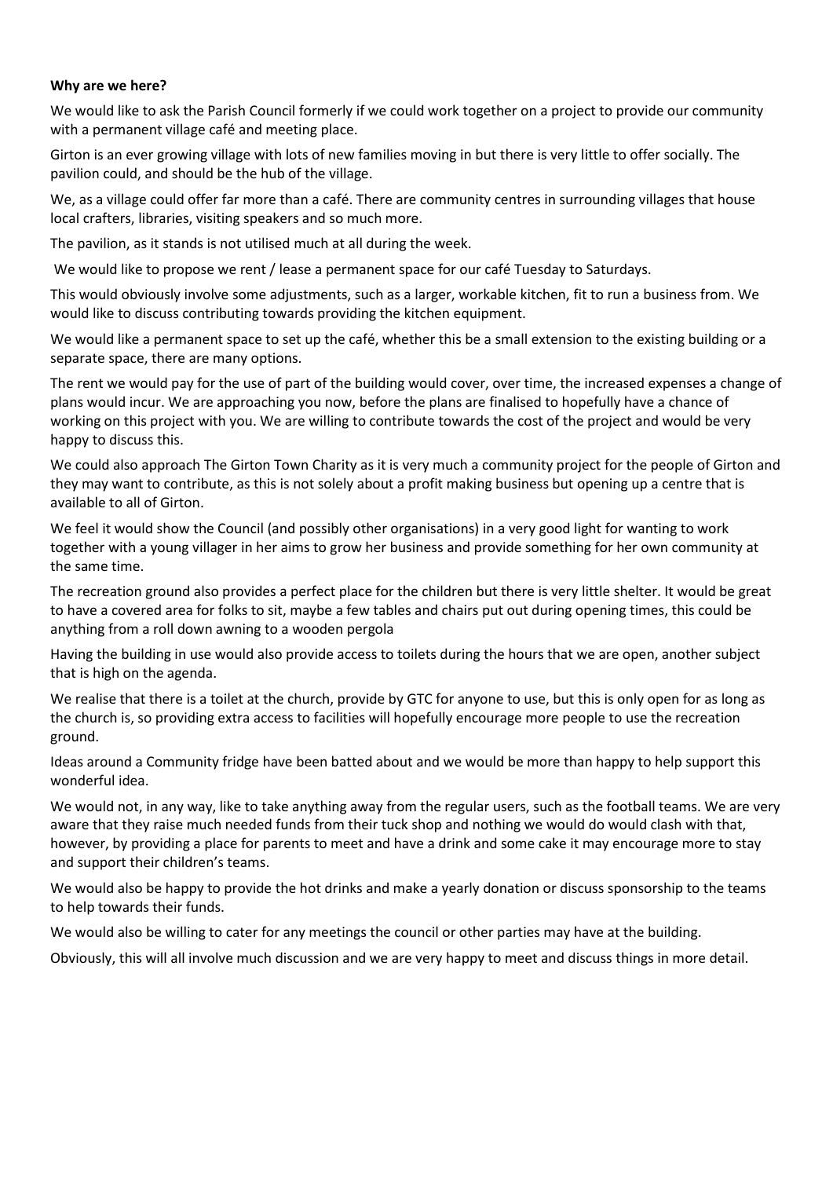**Why are we here?**

We would like to ask the Parish Council formerly if we could work together on a project to provide our community with a permanent village café and meeting place.

Girton is an ever growing village with lots of new families moving in but there is very little to offer socially. The pavilion could, and should be the hub of the village.

We, as a village could offer far more than a café. There are community centres in surrounding villages that house local crafters, libraries, visiting speakers and so much more.

The pavilion, as it stands is not utilised much at all during the week.

We would like to propose we rent / lease a permanent space for our café Tuesday to Saturdays.

This would obviously involve some adjustments, such as a larger, workable kitchen, fit to run a business from. We would like to discuss contributing towards providing the kitchen equipment.

We would like a permanent space to set up the café, whether this be a small extension to the existing building or a separate space, there are many options.

The rent we would pay for the use of part of the building would cover, over time, the increased expenses a change of plans would incur. We are approaching you now, before the plans are finalised to hopefully have a chance of working on this project with you. We are willing to contribute towards the cost of the project and would be very happy to discuss this.

We could also approach The Girton Town Charity as it is very much a community project for the people of Girton and they may want to contribute, as this is not solely about a profit making business but opening up a centre that is available to all of Girton.

We feel it would show the Council (and possibly other organisations) in a very good light for wanting to work together with a young villager in her aims to grow her business and provide something for her own community at the same time.

The recreation ground also provides a perfect place for the children but there is very little shelter. It would be great to have a covered area for folks to sit, maybe a few tables and chairs put out during opening times, this could be anything from a roll down awning to a wooden pergola

Having the building in use would also provide access to toilets during the hours that we are open, another subject that is high on the agenda.

We realise that there is a toilet at the church, provide by GTC for anyone to use, but this is only open for as long as the church is, so providing extra access to facilities will hopefully encourage more people to use the recreation ground.

Ideas around a Community fridge have been batted about and we would be more than happy to help support this wonderful idea.

We would not, in any way, like to take anything away from the regular users, such as the football teams. We are very aware that they raise much needed funds from their tuck shop and nothing we would do would clash with that, however, by providing a place for parents to meet and have a drink and some cake it may encourage more to stay and support their children's teams.

We would also be happy to provide the hot drinks and make a yearly donation or discuss sponsorship to the teams to help towards their funds.

We would also be willing to cater for any meetings the council or other parties may have at the building.

Obviously, this will all involve much discussion and we are very happy to meet and discuss things in more detail.